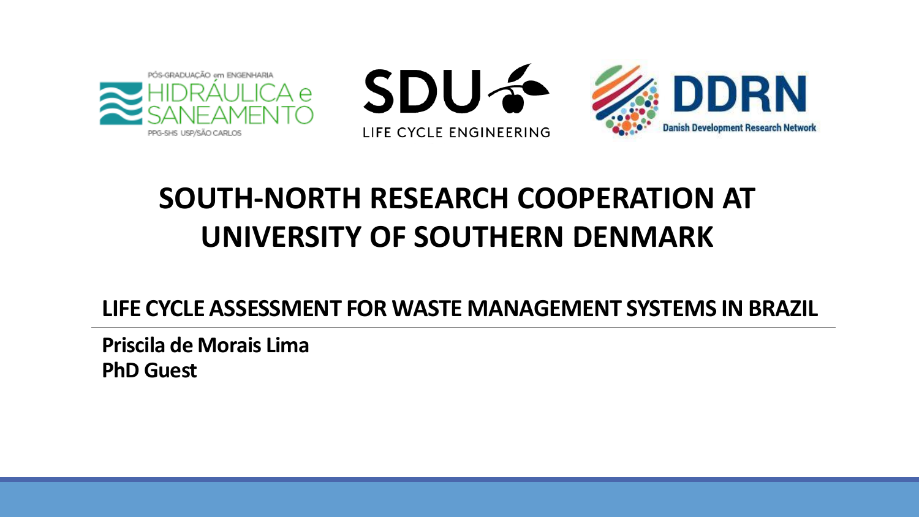# SOUTH-NORTH RESEARCH COOPERATION AT UNIVERSITY OF SOUTHERN DENMARK

## LIFE CYCLE ASSESSMENT FOR WASTE MANAGEMENT SYSTEMS IN BRAZIL

**Priscila de Morais Lima**
**PhD Guest**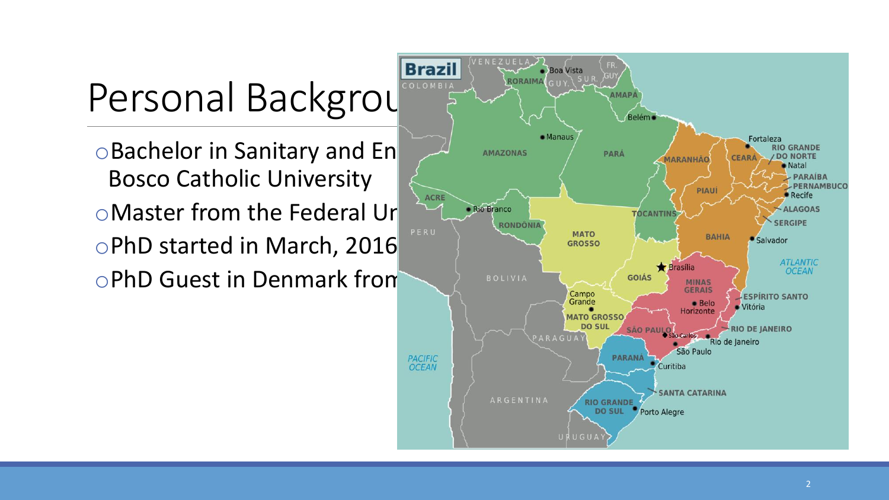# Personal Backgrou

- Bachelor in Sanitary and En Bosco Catholic University
- Master from the Federal Ur
- PhD started in March, 2016
- PhD Guest in Denmark from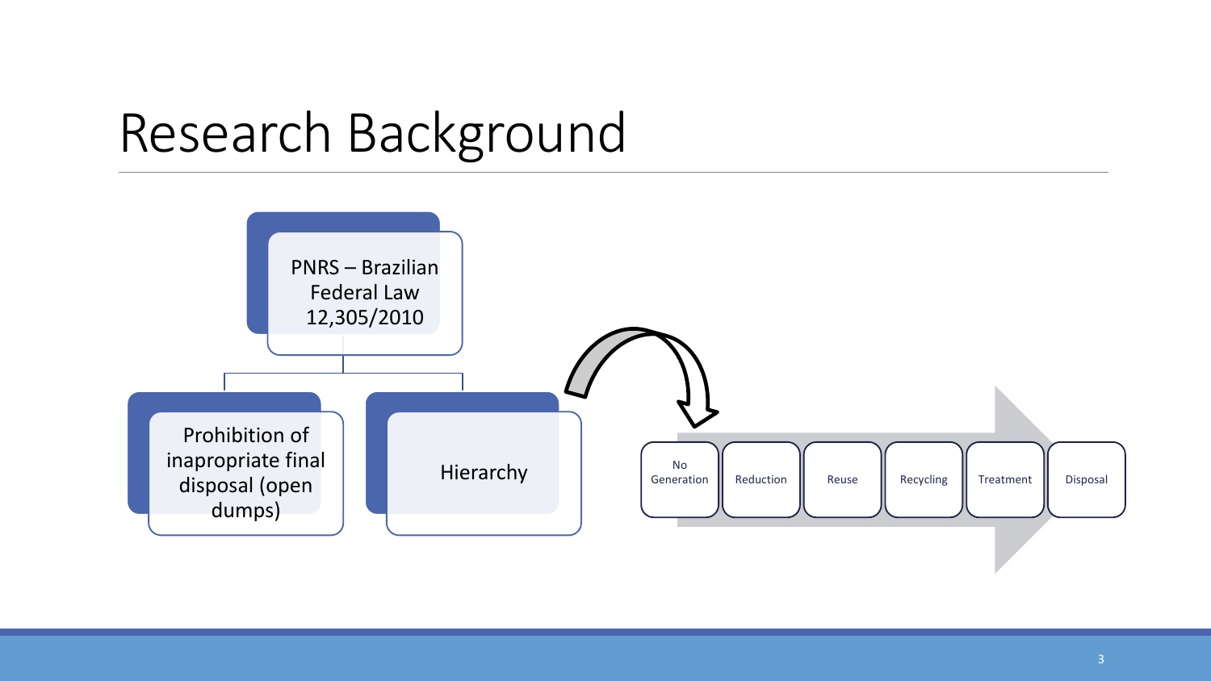# Research Background

- PNRS – Brazilian Federal Law 12,305/2010
  - Prohibition of inapropriate final disposal (open dumps)
  - Hierarchy

No Generation → Reduction → Reuse → Recycling → Treatment → Disposal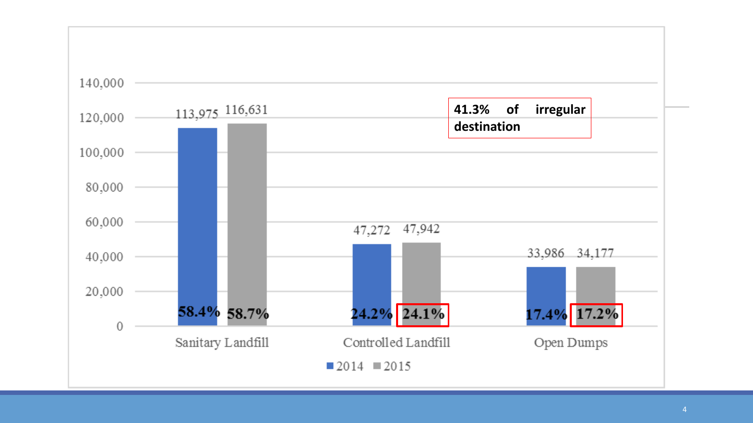| | 2014 | 2015 |
|---|---|---|
| Sanitary Landfill | 113,975 (58.4%) | 116,631 (58.7%) |
| Controlled Landfill | 47,272 (24.2%) | 47,942 (24.1%) |
| Open Dumps | 33,986 (17.4%) | 34,177 (17.2%) |

**41.3% of irregular destination**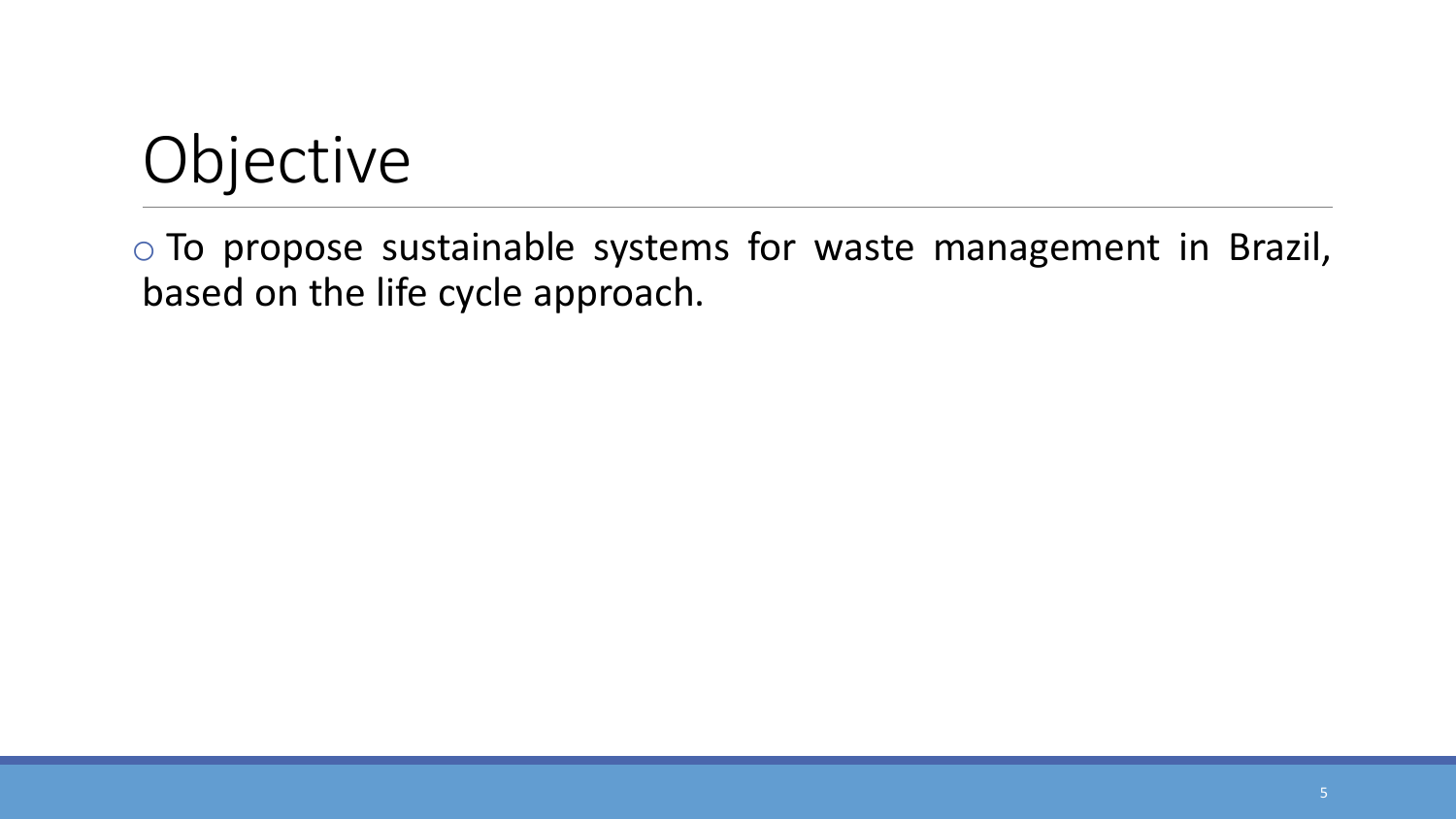# Objective

- To propose sustainable systems for waste management in Brazil, based on the life cycle approach.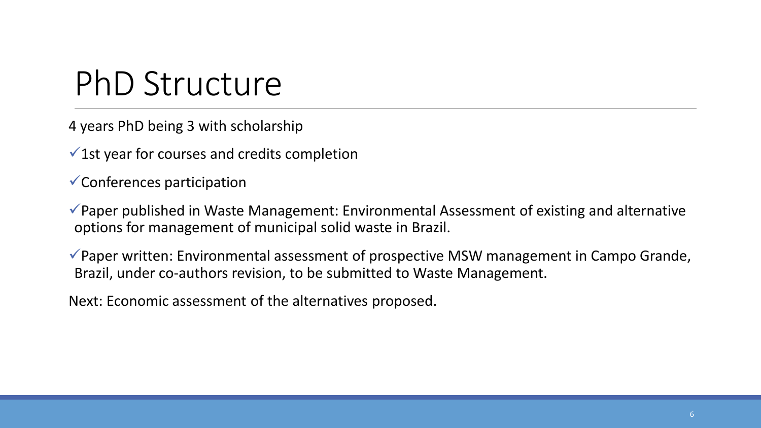# PhD Structure

4 years PhD being 3 with scholarship

- ✓1st year for courses and credits completion
- ✓Conferences participation
- ✓Paper published in Waste Management: Environmental Assessment of existing and alternative options for management of municipal solid waste in Brazil.
- ✓Paper written: Environmental assessment of prospective MSW management in Campo Grande, Brazil, under co-authors revision, to be submitted to Waste Management.

Next: Economic assessment of the alternatives proposed.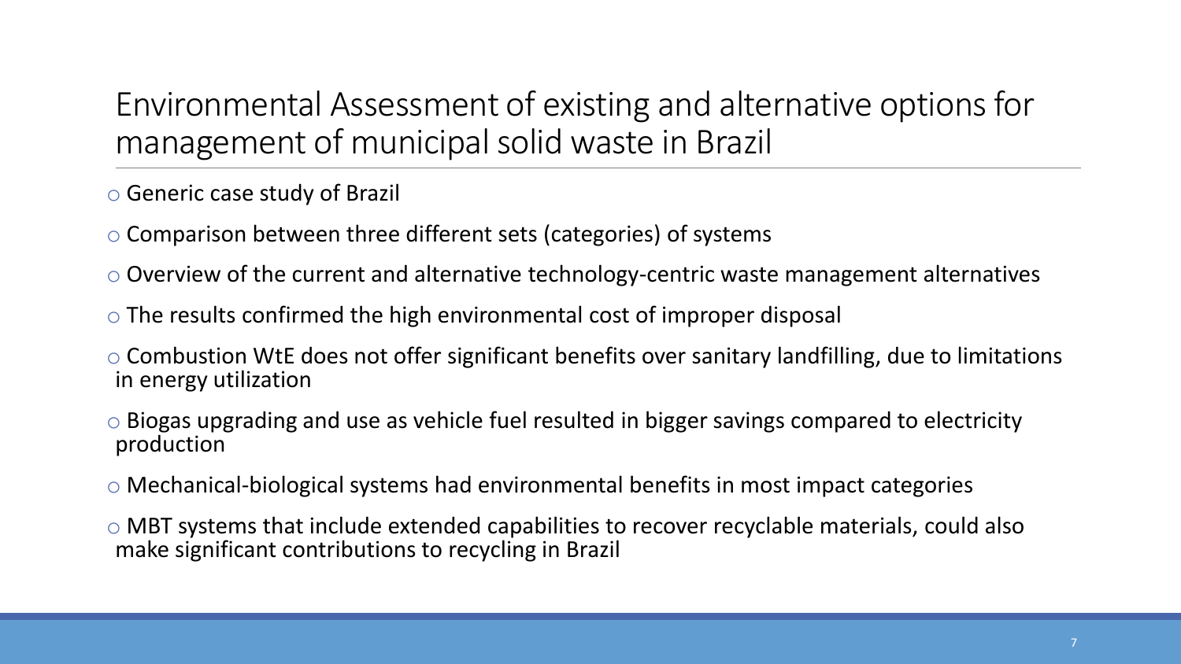# Environmental Assessment of existing and alternative options for management of municipal solid waste in Brazil

- Generic case study of Brazil
- Comparison between three different sets (categories) of systems
- Overview of the current and alternative technology-centric waste management alternatives
- The results confirmed the high environmental cost of improper disposal
- Combustion WtE does not offer significant benefits over sanitary landfilling, due to limitations in energy utilization
- Biogas upgrading and use as vehicle fuel resulted in bigger savings compared to electricity production
- Mechanical-biological systems had environmental benefits in most impact categories
- MBT systems that include extended capabilities to recover recyclable materials, could also make significant contributions to recycling in Brazil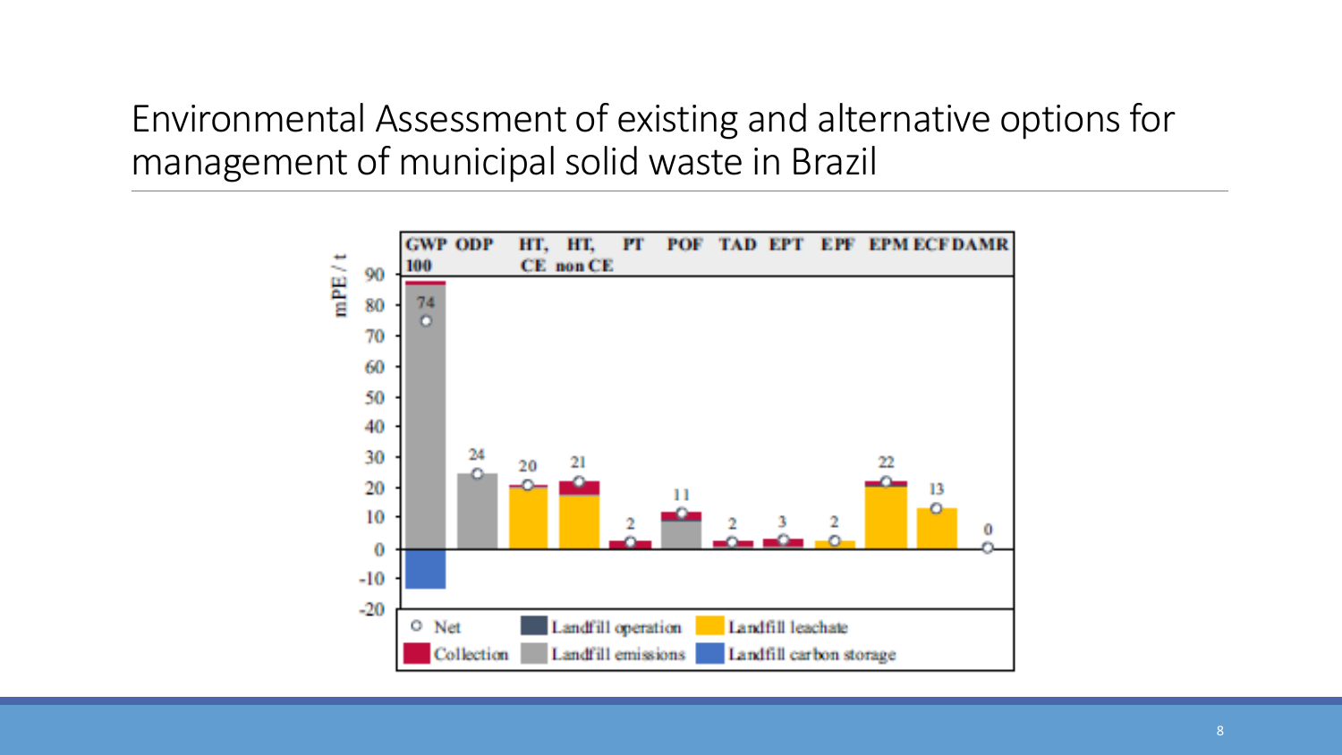# Environmental Assessment of existing and alternative options for management of municipal solid waste in Brazil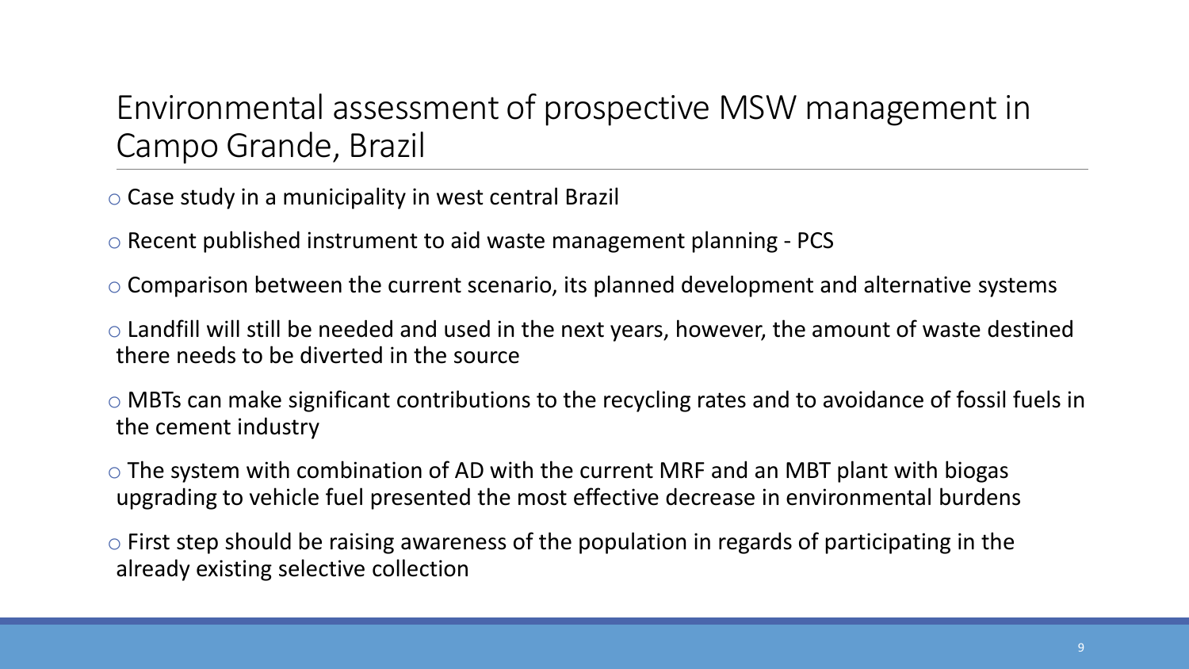# Environmental assessment of prospective MSW management in Campo Grande, Brazil

- Case study in a municipality in west central Brazil
- Recent published instrument to aid waste management planning - PCS
- Comparison between the current scenario, its planned development and alternative systems
- Landfill will still be needed and used in the next years, however, the amount of waste destined there needs to be diverted in the source
- MBTs can make significant contributions to the recycling rates and to avoidance of fossil fuels in the cement industry
- The system with combination of AD with the current MRF and an MBT plant with biogas upgrading to vehicle fuel presented the most effective decrease in environmental burdens
- First step should be raising awareness of the population in regards of participating in the already existing selective collection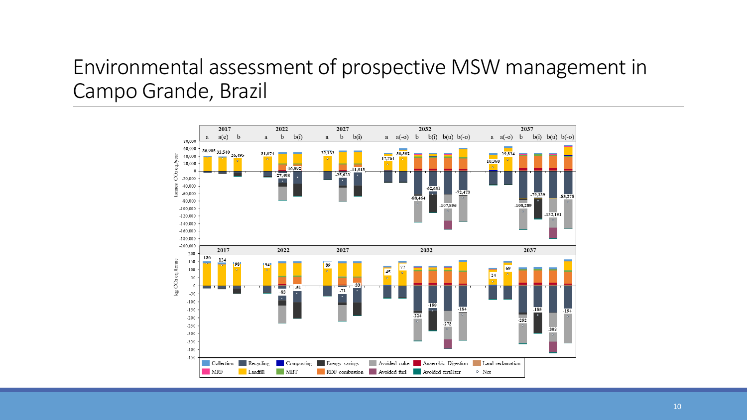# Environmental assessment of prospective MSW management in Campo Grande, Brazil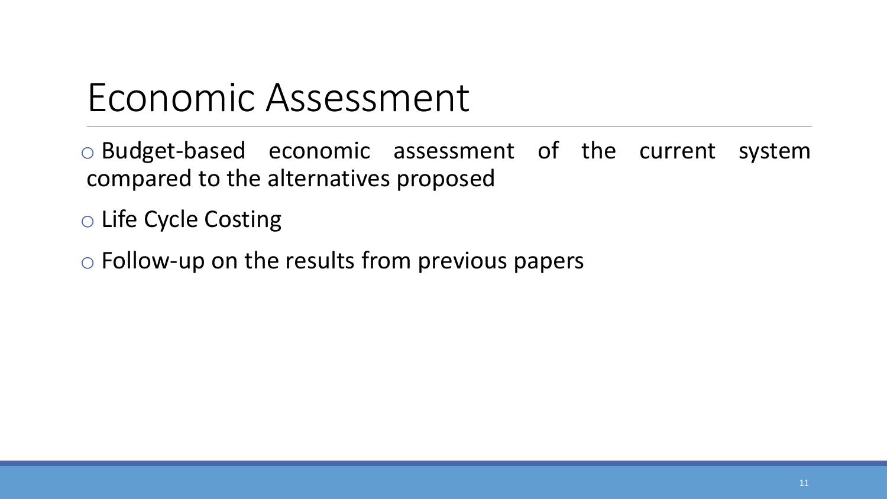# Economic Assessment

- Budget-based economic assessment of the current system compared to the alternatives proposed
- Life Cycle Costing
- Follow-up on the results from previous papers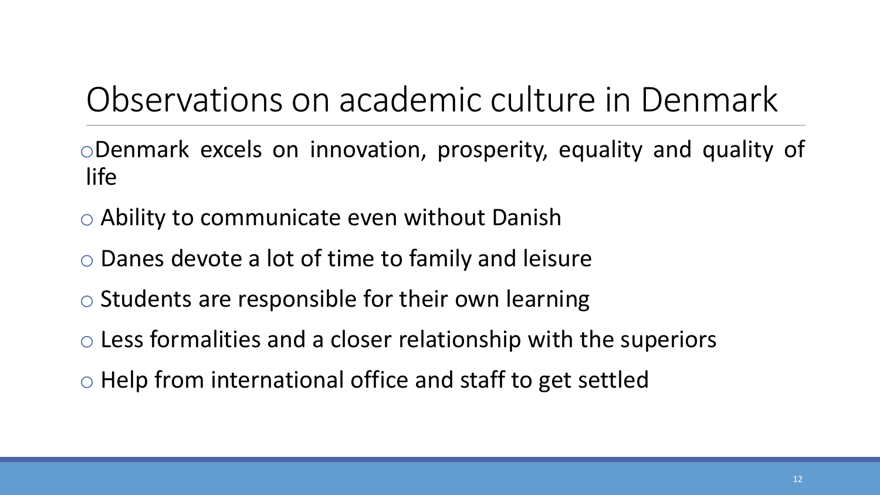# Observations on academic culture in Denmark

- Denmark excels on innovation, prosperity, equality and quality of life
- Ability to communicate even without Danish
- Danes devote a lot of time to family and leisure
- Students are responsible for their own learning
- Less formalities and a closer relationship with the superiors
- Help from international office and staff to get settled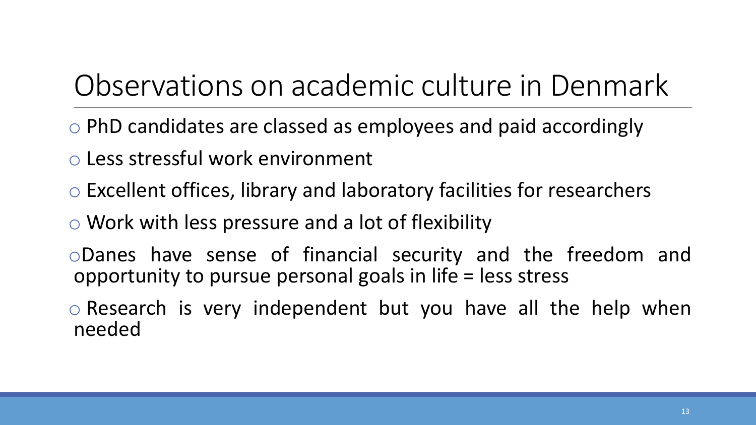# Observations on academic culture in Denmark

- PhD candidates are classed as employees and paid accordingly
- Less stressful work environment
- Excellent offices, library and laboratory facilities for researchers
- Work with less pressure and a lot of flexibility
- Danes have sense of financial security and the freedom and opportunity to pursue personal goals in life = less stress
- Research is very independent but you have all the help when needed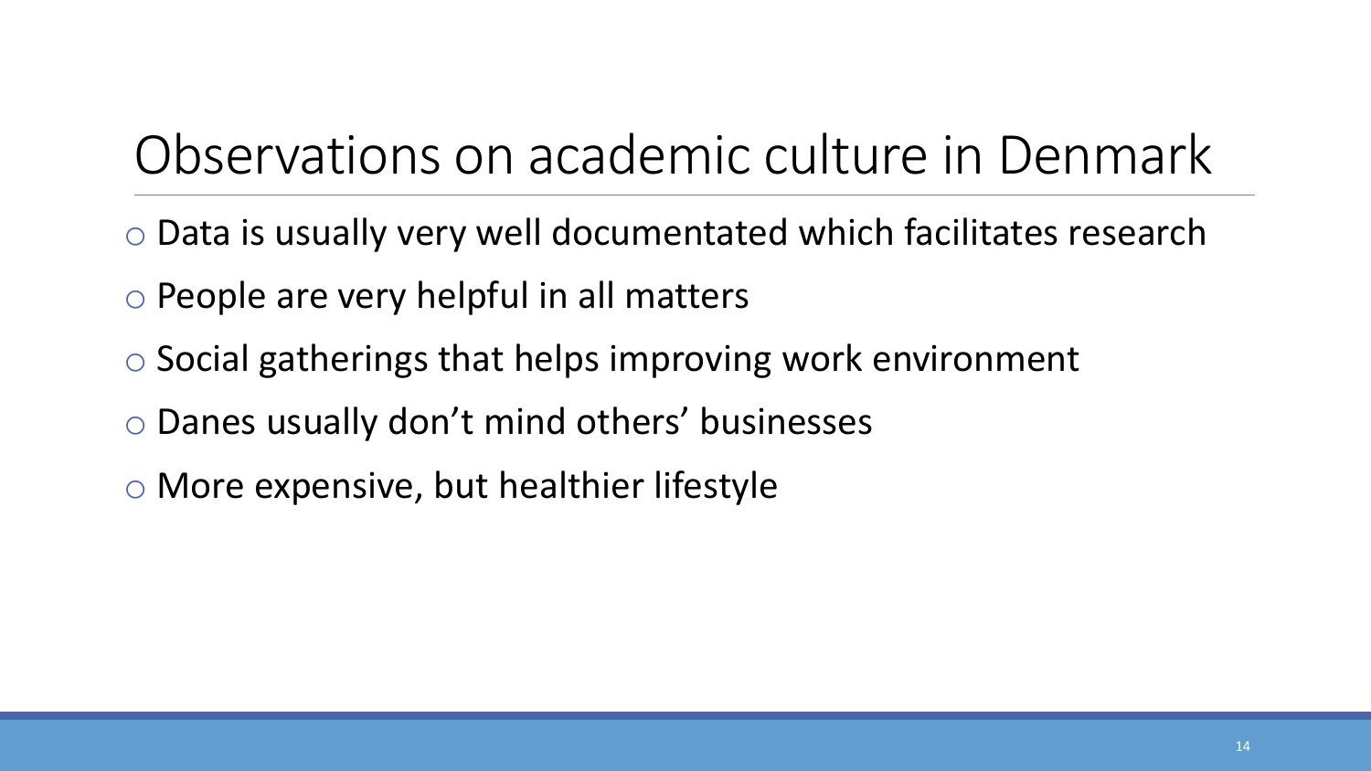# Observations on academic culture in Denmark

- Data is usually very well documentated which facilitates research
- People are very helpful in all matters
- Social gatherings that helps improving work environment
- Danes usually don't mind others' businesses
- More expensive, but healthier lifestyle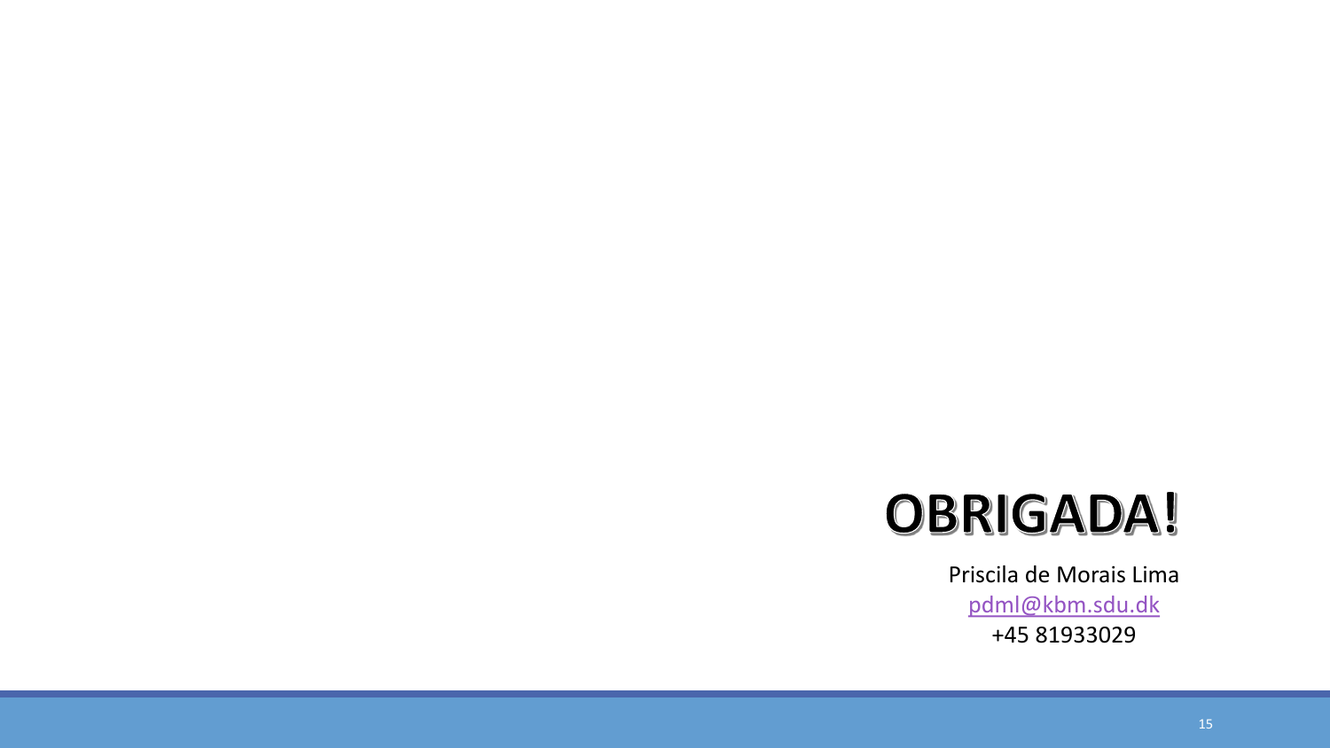# OBRIGADA!

Priscila de Morais Lima
pdml@kbm.sdu.dk
+45 81933029